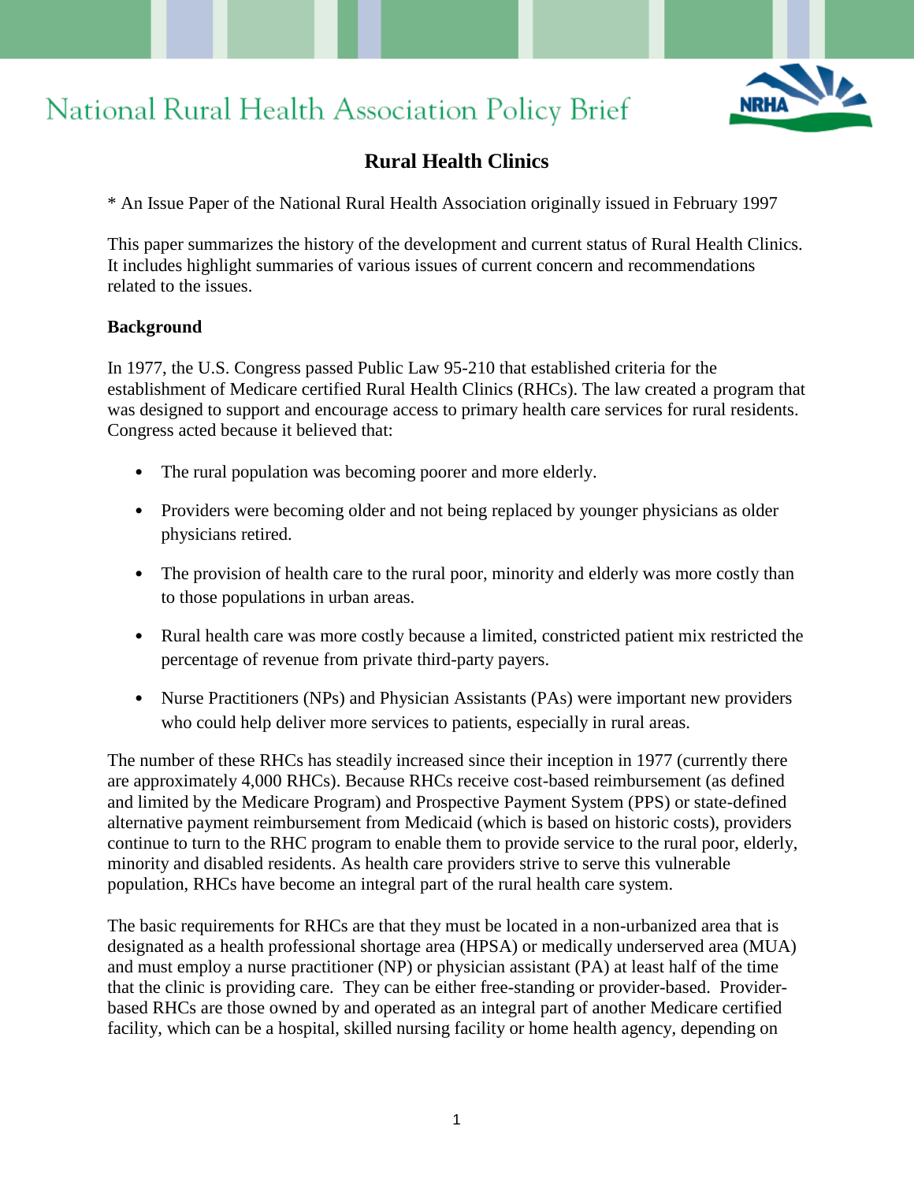# National Rural Health Association Policy Brief

## Rural Health Clinics

* An Issue Paper of the National Rural Health Association originally issued in February 1997

This paper summarizes the history of the development and current status of Rural Health Clinics. It includes highlight summaries of various issues of current concern and recommendations related to the issues.

**Background**

In 1977, the U.S. Congress passed Public Law 95-210 that established criteria for the establishment of Medicare certified Rural Health Clinics (RHCs). The law created a program that was designed to support and encourage access to primary health care services for rural residents. Congress acted because it believed that:

- The rural population was becoming poorer and more elderly.
- Providers were becoming older and not being replaced by younger physicians as older physicians retired.
- The provision of health care to the rural poor, minority and elderly was more costly than to those populations in urban areas.
- Rural health care was more costly because a limited, constricted patient mix restricted the percentage of revenue from private third-party payers.
- Nurse Practitioners (NPs) and Physician Assistants (PAs) were important new providers who could help deliver more services to patients, especially in rural areas.

The number of these RHCs has steadily increased since their inception in 1977 (currently there are approximately 4,000 RHCs). Because RHCs receive cost-based reimbursement (as defined and limited by the Medicare Program) and Prospective Payment System (PPS) or state-defined alternative payment reimbursement from Medicaid (which is based on historic costs), providers continue to turn to the RHC program to enable them to provide service to the rural poor, elderly, minority and disabled residents. As health care providers strive to serve this vulnerable population, RHCs have become an integral part of the rural health care system.

The basic requirements for RHCs are that they must be located in a non-urbanized area that is designated as a health professional shortage area (HPSA) or medically underserved area (MUA) and must employ a nurse practitioner (NP) or physician assistant (PA) at least half of the time that the clinic is providing care. They can be either free-standing or provider-based. Provider-based RHCs are those owned by and operated as an integral part of another Medicare certified facility, which can be a hospital, skilled nursing facility or home health agency, depending on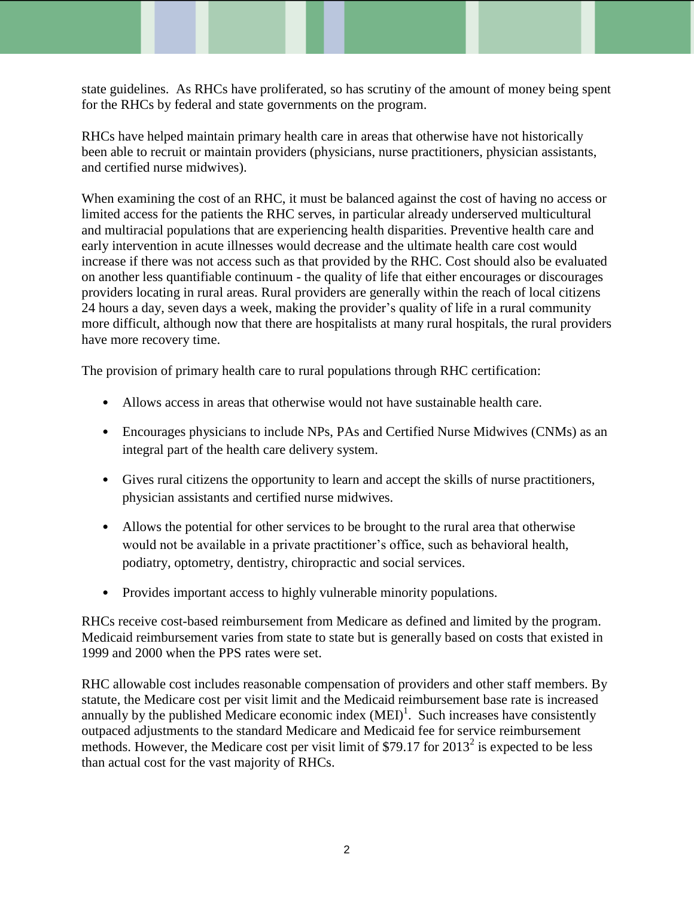state guidelines. As RHCs have proliferated, so has scrutiny of the amount of money being spent for the RHCs by federal and state governments on the program.

RHCs have helped maintain primary health care in areas that otherwise have not historically been able to recruit or maintain providers (physicians, nurse practitioners, physician assistants, and certified nurse midwives).

When examining the cost of an RHC, it must be balanced against the cost of having no access or limited access for the patients the RHC serves, in particular already underserved multicultural and multiracial populations that are experiencing health disparities. Preventive health care and early intervention in acute illnesses would decrease and the ultimate health care cost would increase if there was not access such as that provided by the RHC. Cost should also be evaluated on another less quantifiable continuum - the quality of life that either encourages or discourages providers locating in rural areas. Rural providers are generally within the reach of local citizens 24 hours a day, seven days a week, making the provider's quality of life in a rural community more difficult, although now that there are hospitalists at many rural hospitals, the rural providers have more recovery time.

The provision of primary health care to rural populations through RHC certification:

- Allows access in areas that otherwise would not have sustainable health care.
- Encourages physicians to include NPs, PAs and Certified Nurse Midwives (CNMs) as an integral part of the health care delivery system.
- Gives rural citizens the opportunity to learn and accept the skills of nurse practitioners, physician assistants and certified nurse midwives.
- Allows the potential for other services to be brought to the rural area that otherwise would not be available in a private practitioner's office, such as behavioral health, podiatry, optometry, dentistry, chiropractic and social services.
- Provides important access to highly vulnerable minority populations.

RHCs receive cost-based reimbursement from Medicare as defined and limited by the program. Medicaid reimbursement varies from state to state but is generally based on costs that existed in 1999 and 2000 when the PPS rates were set.

RHC allowable cost includes reasonable compensation of providers and other staff members. By statute, the Medicare cost per visit limit and the Medicaid reimbursement base rate is increased annually by the published Medicare economic index (MEI)[1]. Such increases have consistently outpaced adjustments to the standard Medicare and Medicaid fee for service reimbursement methods. However, the Medicare cost per visit limit of $79.17 for 2013[2] is expected to be less than actual cost for the vast majority of RHCs.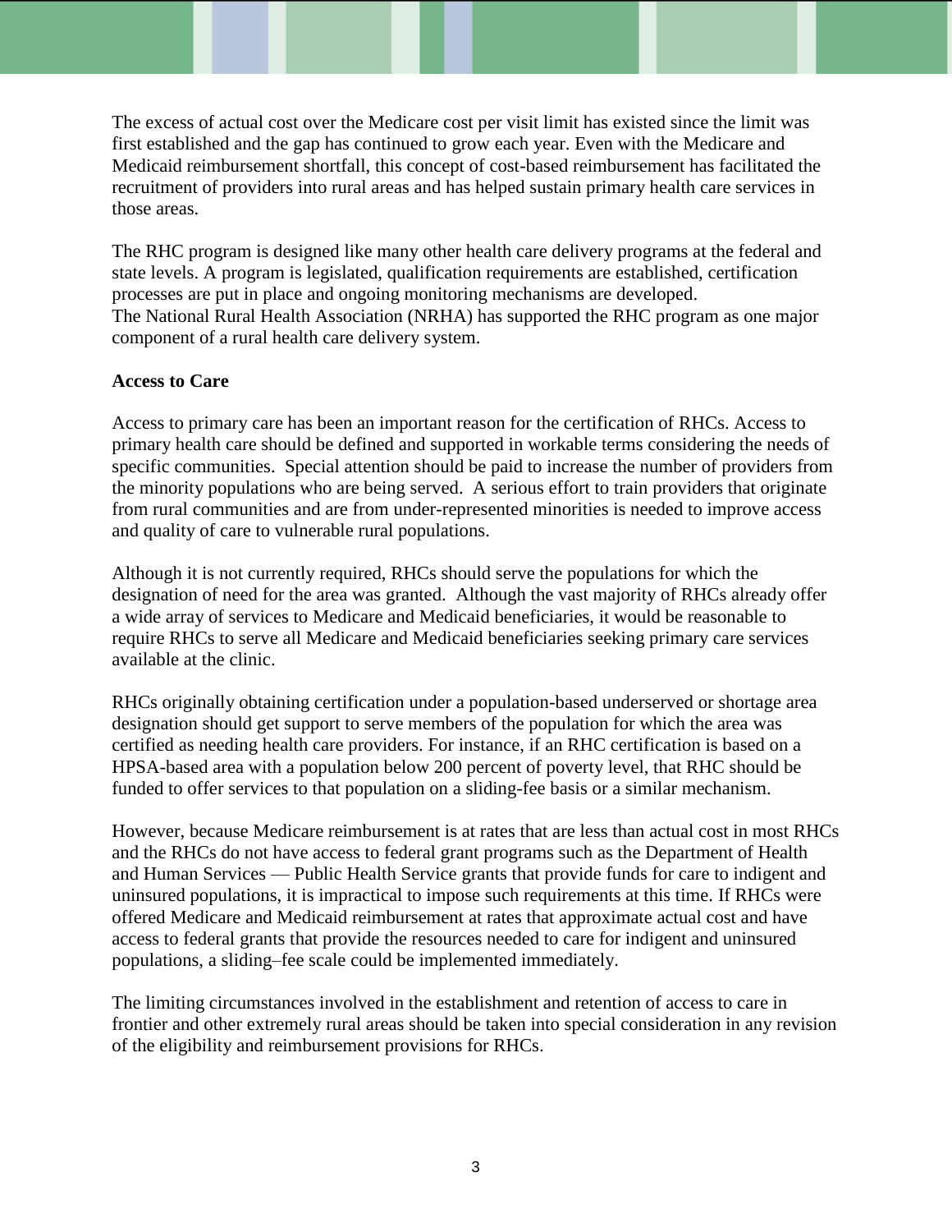The excess of actual cost over the Medicare cost per visit limit has existed since the limit was first established and the gap has continued to grow each year. Even with the Medicare and Medicaid reimbursement shortfall, this concept of cost-based reimbursement has facilitated the recruitment of providers into rural areas and has helped sustain primary health care services in those areas.

The RHC program is designed like many other health care delivery programs at the federal and state levels. A program is legislated, qualification requirements are established, certification processes are put in place and ongoing monitoring mechanisms are developed. The National Rural Health Association (NRHA) has supported the RHC program as one major component of a rural health care delivery system.

**Access to Care**

Access to primary care has been an important reason for the certification of RHCs. Access to primary health care should be defined and supported in workable terms considering the needs of specific communities. Special attention should be paid to increase the number of providers from the minority populations who are being served. A serious effort to train providers that originate from rural communities and are from under-represented minorities is needed to improve access and quality of care to vulnerable rural populations.

Although it is not currently required, RHCs should serve the populations for which the designation of need for the area was granted. Although the vast majority of RHCs already offer a wide array of services to Medicare and Medicaid beneficiaries, it would be reasonable to require RHCs to serve all Medicare and Medicaid beneficiaries seeking primary care services available at the clinic.

RHCs originally obtaining certification under a population-based underserved or shortage area designation should get support to serve members of the population for which the area was certified as needing health care providers. For instance, if an RHC certification is based on a HPSA-based area with a population below 200 percent of poverty level, that RHC should be funded to offer services to that population on a sliding-fee basis or a similar mechanism.

However, because Medicare reimbursement is at rates that are less than actual cost in most RHCs and the RHCs do not have access to federal grant programs such as the Department of Health and Human Services — Public Health Service grants that provide funds for care to indigent and uninsured populations, it is impractical to impose such requirements at this time. If RHCs were offered Medicare and Medicaid reimbursement at rates that approximate actual cost and have access to federal grants that provide the resources needed to care for indigent and uninsured populations, a sliding–fee scale could be implemented immediately.

The limiting circumstances involved in the establishment and retention of access to care in frontier and other extremely rural areas should be taken into special consideration in any revision of the eligibility and reimbursement provisions for RHCs.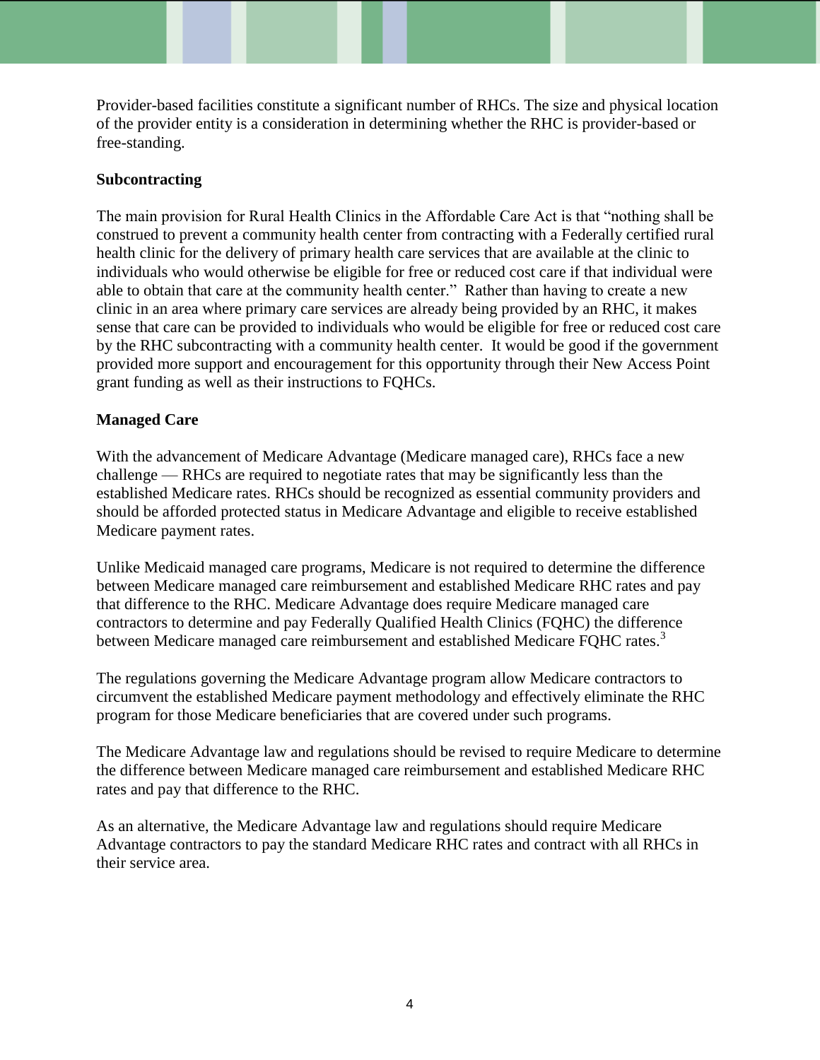Provider-based facilities constitute a significant number of RHCs. The size and physical location of the provider entity is a consideration in determining whether the RHC is provider-based or free-standing.

**Subcontracting**

The main provision for Rural Health Clinics in the Affordable Care Act is that "nothing shall be construed to prevent a community health center from contracting with a Federally certified rural health clinic for the delivery of primary health care services that are available at the clinic to individuals who would otherwise be eligible for free or reduced cost care if that individual were able to obtain that care at the community health center." Rather than having to create a new clinic in an area where primary care services are already being provided by an RHC, it makes sense that care can be provided to individuals who would be eligible for free or reduced cost care by the RHC subcontracting with a community health center. It would be good if the government provided more support and encouragement for this opportunity through their New Access Point grant funding as well as their instructions to FQHCs.

**Managed Care**

With the advancement of Medicare Advantage (Medicare managed care), RHCs face a new challenge — RHCs are required to negotiate rates that may be significantly less than the established Medicare rates. RHCs should be recognized as essential community providers and should be afforded protected status in Medicare Advantage and eligible to receive established Medicare payment rates.

Unlike Medicaid managed care programs, Medicare is not required to determine the difference between Medicare managed care reimbursement and established Medicare RHC rates and pay that difference to the RHC. Medicare Advantage does require Medicare managed care contractors to determine and pay Federally Qualified Health Clinics (FQHC) the difference between Medicare managed care reimbursement and established Medicare FQHC rates.[3]

The regulations governing the Medicare Advantage program allow Medicare contractors to circumvent the established Medicare payment methodology and effectively eliminate the RHC program for those Medicare beneficiaries that are covered under such programs.

The Medicare Advantage law and regulations should be revised to require Medicare to determine the difference between Medicare managed care reimbursement and established Medicare RHC rates and pay that difference to the RHC.

As an alternative, the Medicare Advantage law and regulations should require Medicare Advantage contractors to pay the standard Medicare RHC rates and contract with all RHCs in their service area.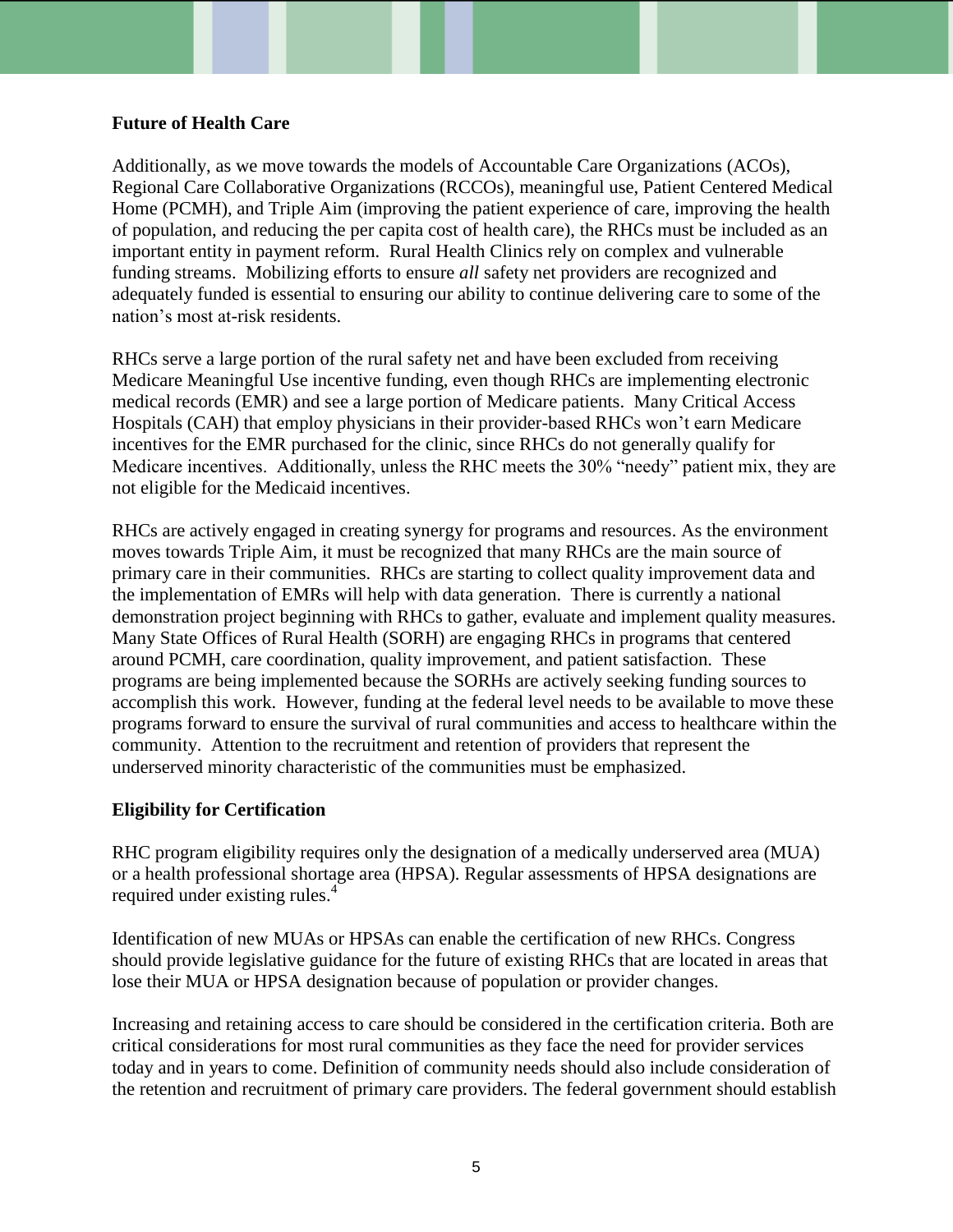**Future of Health Care**

Additionally, as we move towards the models of Accountable Care Organizations (ACOs), Regional Care Collaborative Organizations (RCCOs), meaningful use, Patient Centered Medical Home (PCMH), and Triple Aim (improving the patient experience of care, improving the health of population, and reducing the per capita cost of health care), the RHCs must be included as an important entity in payment reform. Rural Health Clinics rely on complex and vulnerable funding streams. Mobilizing efforts to ensure *all* safety net providers are recognized and adequately funded is essential to ensuring our ability to continue delivering care to some of the nation's most at-risk residents.

RHCs serve a large portion of the rural safety net and have been excluded from receiving Medicare Meaningful Use incentive funding, even though RHCs are implementing electronic medical records (EMR) and see a large portion of Medicare patients. Many Critical Access Hospitals (CAH) that employ physicians in their provider-based RHCs won't earn Medicare incentives for the EMR purchased for the clinic, since RHCs do not generally qualify for Medicare incentives. Additionally, unless the RHC meets the 30% "needy" patient mix, they are not eligible for the Medicaid incentives.

RHCs are actively engaged in creating synergy for programs and resources. As the environment moves towards Triple Aim, it must be recognized that many RHCs are the main source of primary care in their communities. RHCs are starting to collect quality improvement data and the implementation of EMRs will help with data generation. There is currently a national demonstration project beginning with RHCs to gather, evaluate and implement quality measures. Many State Offices of Rural Health (SORH) are engaging RHCs in programs that centered around PCMH, care coordination, quality improvement, and patient satisfaction. These programs are being implemented because the SORHs are actively seeking funding sources to accomplish this work. However, funding at the federal level needs to be available to move these programs forward to ensure the survival of rural communities and access to healthcare within the community. Attention to the recruitment and retention of providers that represent the underserved minority characteristic of the communities must be emphasized.

**Eligibility for Certification**

RHC program eligibility requires only the designation of a medically underserved area (MUA) or a health professional shortage area (HPSA). Regular assessments of HPSA designations are required under existing rules.[4]

Identification of new MUAs or HPSAs can enable the certification of new RHCs. Congress should provide legislative guidance for the future of existing RHCs that are located in areas that lose their MUA or HPSA designation because of population or provider changes.

Increasing and retaining access to care should be considered in the certification criteria. Both are critical considerations for most rural communities as they face the need for provider services today and in years to come. Definition of community needs should also include consideration of the retention and recruitment of primary care providers. The federal government should establish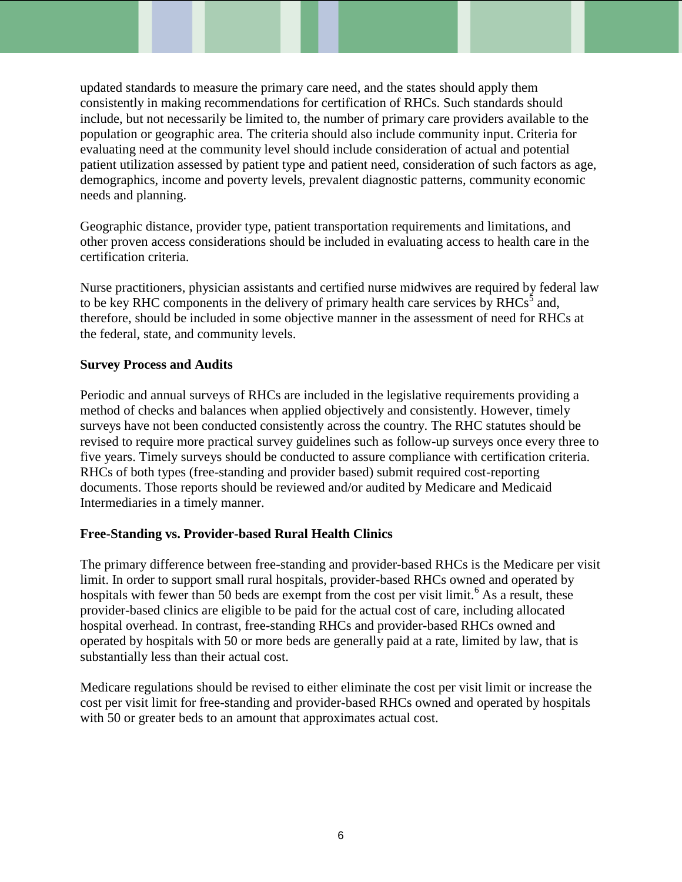updated standards to measure the primary care need, and the states should apply them consistently in making recommendations for certification of RHCs. Such standards should include, but not necessarily be limited to, the number of primary care providers available to the population or geographic area. The criteria should also include community input. Criteria for evaluating need at the community level should include consideration of actual and potential patient utilization assessed by patient type and patient need, consideration of such factors as age, demographics, income and poverty levels, prevalent diagnostic patterns, community economic needs and planning.

Geographic distance, provider type, patient transportation requirements and limitations, and other proven access considerations should be included in evaluating access to health care in the certification criteria.

Nurse practitioners, physician assistants and certified nurse midwives are required by federal law to be key RHC components in the delivery of primary health care services by RHCs[5] and, therefore, should be included in some objective manner in the assessment of need for RHCs at the federal, state, and community levels.

**Survey Process and Audits**

Periodic and annual surveys of RHCs are included in the legislative requirements providing a method of checks and balances when applied objectively and consistently. However, timely surveys have not been conducted consistently across the country. The RHC statutes should be revised to require more practical survey guidelines such as follow-up surveys once every three to five years. Timely surveys should be conducted to assure compliance with certification criteria. RHCs of both types (free-standing and provider based) submit required cost-reporting documents. Those reports should be reviewed and/or audited by Medicare and Medicaid Intermediaries in a timely manner.

**Free-Standing vs. Provider-based Rural Health Clinics**

The primary difference between free-standing and provider-based RHCs is the Medicare per visit limit. In order to support small rural hospitals, provider-based RHCs owned and operated by hospitals with fewer than 50 beds are exempt from the cost per visit limit.[6] As a result, these provider-based clinics are eligible to be paid for the actual cost of care, including allocated hospital overhead. In contrast, free-standing RHCs and provider-based RHCs owned and operated by hospitals with 50 or more beds are generally paid at a rate, limited by law, that is substantially less than their actual cost.

Medicare regulations should be revised to either eliminate the cost per visit limit or increase the cost per visit limit for free-standing and provider-based RHCs owned and operated by hospitals with 50 or greater beds to an amount that approximates actual cost.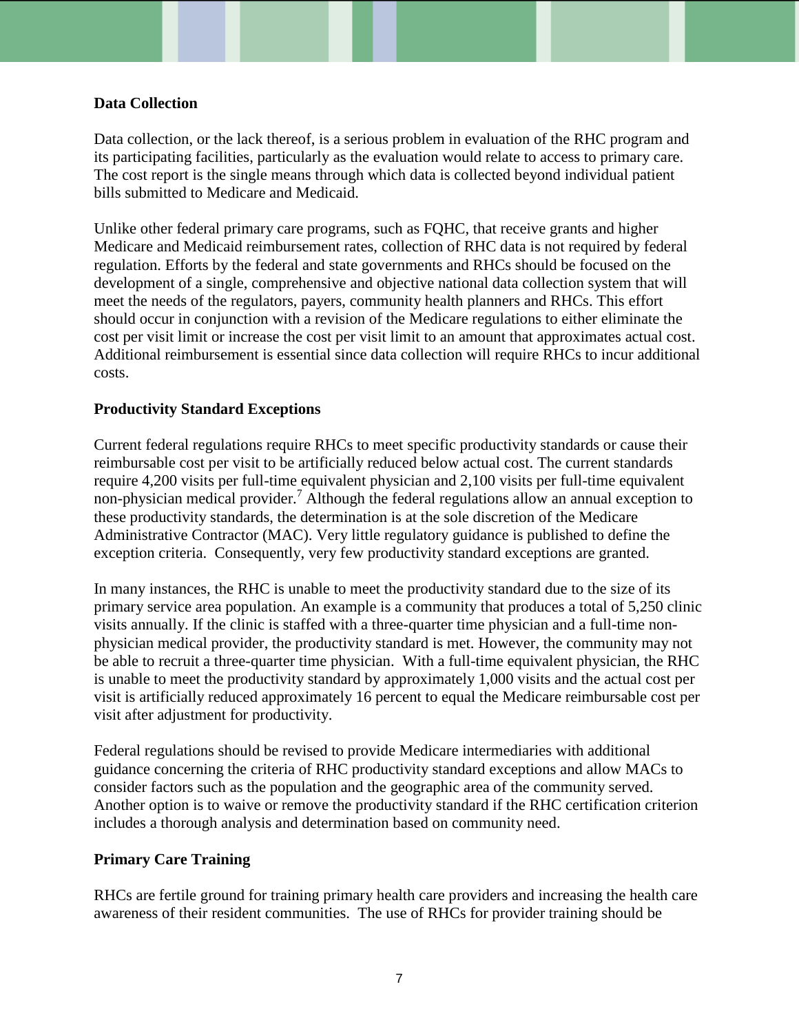### Data Collection

Data collection, or the lack thereof, is a serious problem in evaluation of the RHC program and its participating facilities, particularly as the evaluation would relate to access to primary care. The cost report is the single means through which data is collected beyond individual patient bills submitted to Medicare and Medicaid.

Unlike other federal primary care programs, such as FQHC, that receive grants and higher Medicare and Medicaid reimbursement rates, collection of RHC data is not required by federal regulation. Efforts by the federal and state governments and RHCs should be focused on the development of a single, comprehensive and objective national data collection system that will meet the needs of the regulators, payers, community health planners and RHCs. This effort should occur in conjunction with a revision of the Medicare regulations to either eliminate the cost per visit limit or increase the cost per visit limit to an amount that approximates actual cost. Additional reimbursement is essential since data collection will require RHCs to incur additional costs.

### Productivity Standard Exceptions

Current federal regulations require RHCs to meet specific productivity standards or cause their reimbursable cost per visit to be artificially reduced below actual cost. The current standards require 4,200 visits per full-time equivalent physician and 2,100 visits per full-time equivalent non-physician medical provider.[7] Although the federal regulations allow an annual exception to these productivity standards, the determination is at the sole discretion of the Medicare Administrative Contractor (MAC). Very little regulatory guidance is published to define the exception criteria. Consequently, very few productivity standard exceptions are granted.

In many instances, the RHC is unable to meet the productivity standard due to the size of its primary service area population. An example is a community that produces a total of 5,250 clinic visits annually. If the clinic is staffed with a three-quarter time physician and a full-time non-physician medical provider, the productivity standard is met. However, the community may not be able to recruit a three-quarter time physician. With a full-time equivalent physician, the RHC is unable to meet the productivity standard by approximately 1,000 visits and the actual cost per visit is artificially reduced approximately 16 percent to equal the Medicare reimbursable cost per visit after adjustment for productivity.

Federal regulations should be revised to provide Medicare intermediaries with additional guidance concerning the criteria of RHC productivity standard exceptions and allow MACs to consider factors such as the population and the geographic area of the community served. Another option is to waive or remove the productivity standard if the RHC certification criterion includes a thorough analysis and determination based on community need.

### Primary Care Training

RHCs are fertile ground for training primary health care providers and increasing the health care awareness of their resident communities. The use of RHCs for provider training should be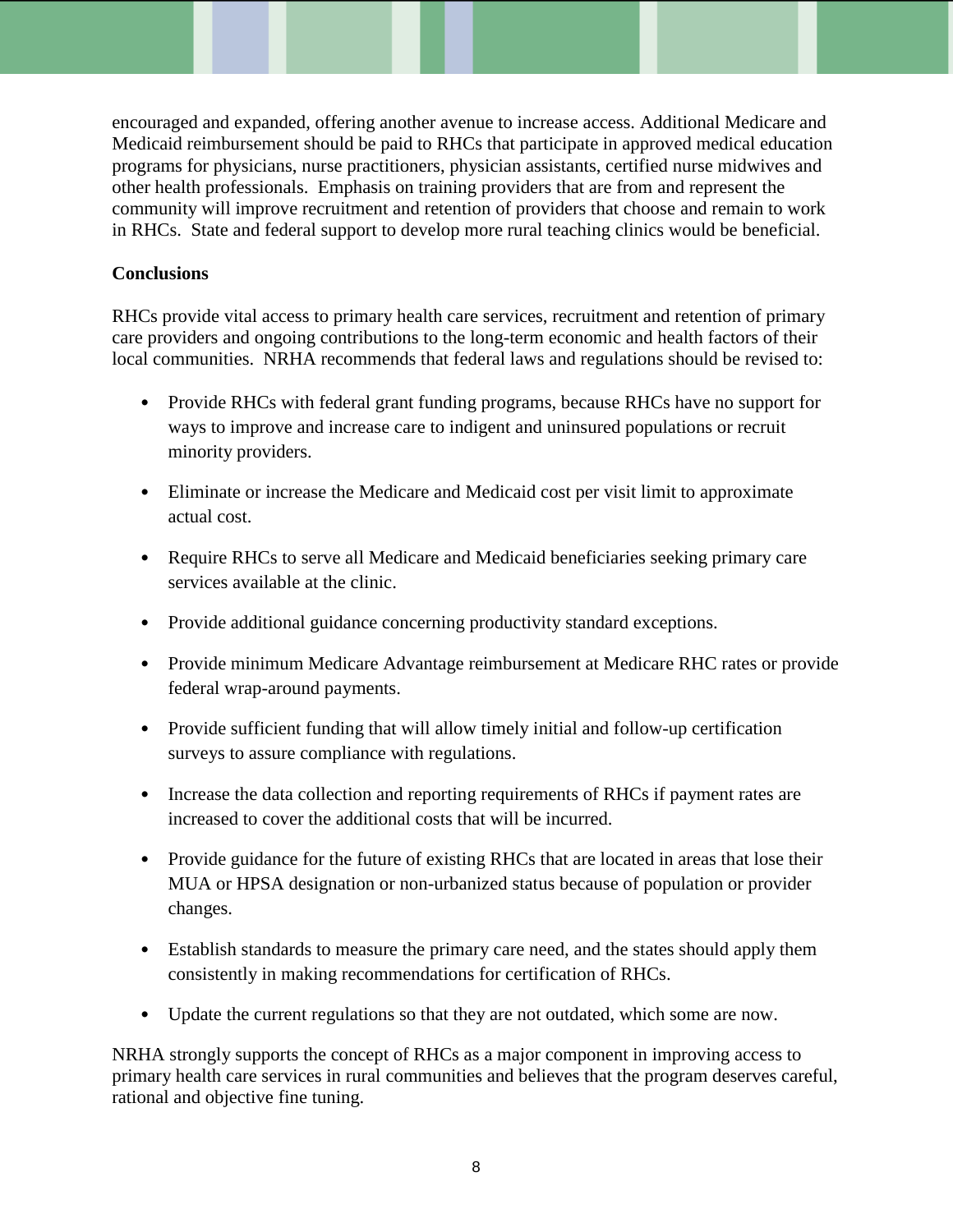encouraged and expanded, offering another avenue to increase access. Additional Medicare and Medicaid reimbursement should be paid to RHCs that participate in approved medical education programs for physicians, nurse practitioners, physician assistants, certified nurse midwives and other health professionals. Emphasis on training providers that are from and represent the community will improve recruitment and retention of providers that choose and remain to work in RHCs. State and federal support to develop more rural teaching clinics would be beneficial.

**Conclusions**

RHCs provide vital access to primary health care services, recruitment and retention of primary care providers and ongoing contributions to the long-term economic and health factors of their local communities. NRHA recommends that federal laws and regulations should be revised to:

- Provide RHCs with federal grant funding programs, because RHCs have no support for ways to improve and increase care to indigent and uninsured populations or recruit minority providers.
- Eliminate or increase the Medicare and Medicaid cost per visit limit to approximate actual cost.
- Require RHCs to serve all Medicare and Medicaid beneficiaries seeking primary care services available at the clinic.
- Provide additional guidance concerning productivity standard exceptions.
- Provide minimum Medicare Advantage reimbursement at Medicare RHC rates or provide federal wrap-around payments.
- Provide sufficient funding that will allow timely initial and follow-up certification surveys to assure compliance with regulations.
- Increase the data collection and reporting requirements of RHCs if payment rates are increased to cover the additional costs that will be incurred.
- Provide guidance for the future of existing RHCs that are located in areas that lose their MUA or HPSA designation or non-urbanized status because of population or provider changes.
- Establish standards to measure the primary care need, and the states should apply them consistently in making recommendations for certification of RHCs.
- Update the current regulations so that they are not outdated, which some are now.

NRHA strongly supports the concept of RHCs as a major component in improving access to primary health care services in rural communities and believes that the program deserves careful, rational and objective fine tuning.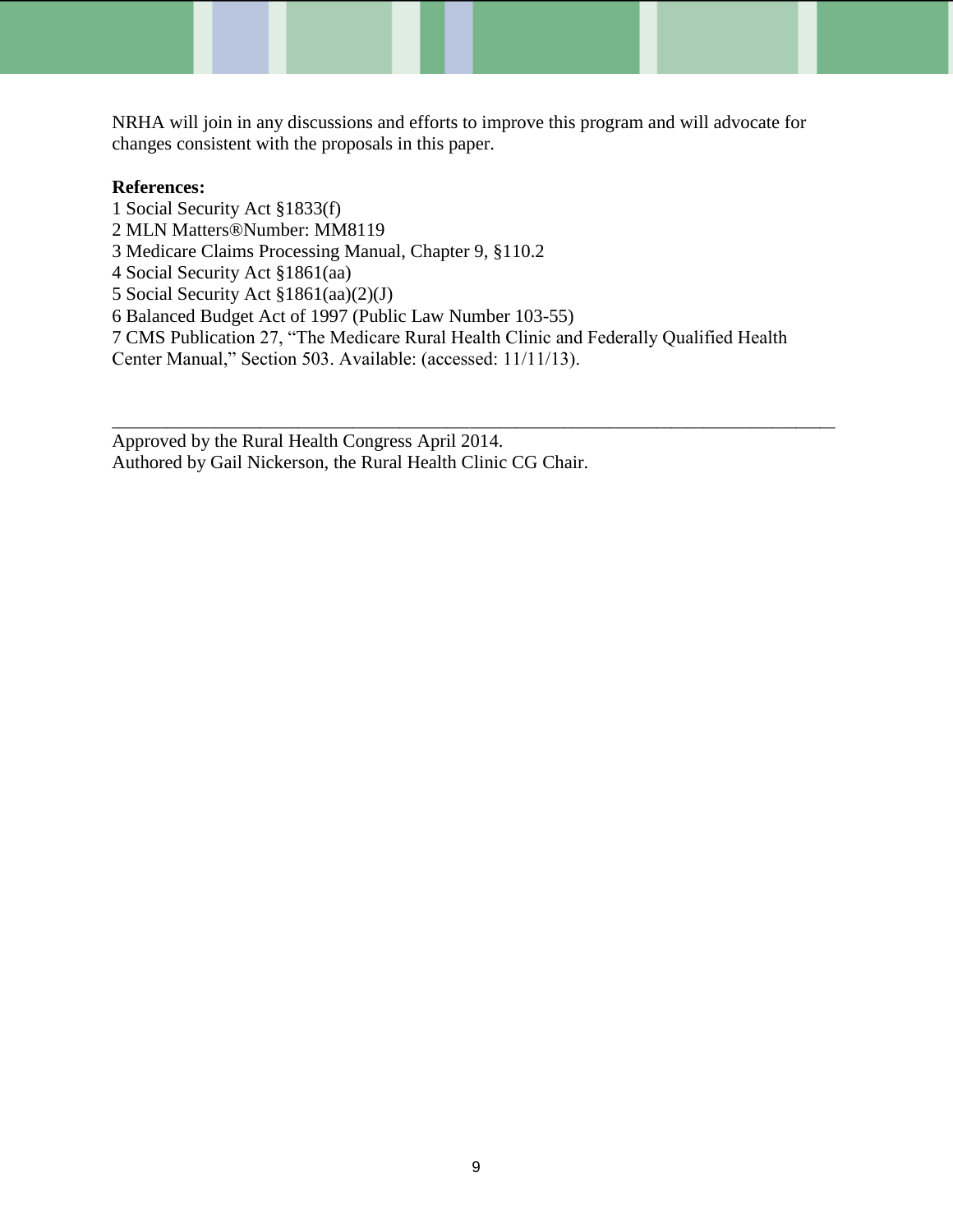NRHA will join in any discussions and efforts to improve this program and will advocate for changes consistent with the proposals in this paper.

**References:**

1 Social Security Act §1833(f)
2 MLN Matters®Number: MM8119
3 Medicare Claims Processing Manual, Chapter 9, §110.2
4 Social Security Act §1861(aa)
5 Social Security Act §1861(aa)(2)(J)
6 Balanced Budget Act of 1997 (Public Law Number 103-55)
7 CMS Publication 27, "The Medicare Rural Health Clinic and Federally Qualified Health Center Manual," Section 503. Available: (accessed: 11/11/13).

---

Approved by the Rural Health Congress April 2014.
Authored by Gail Nickerson, the Rural Health Clinic CG Chair.